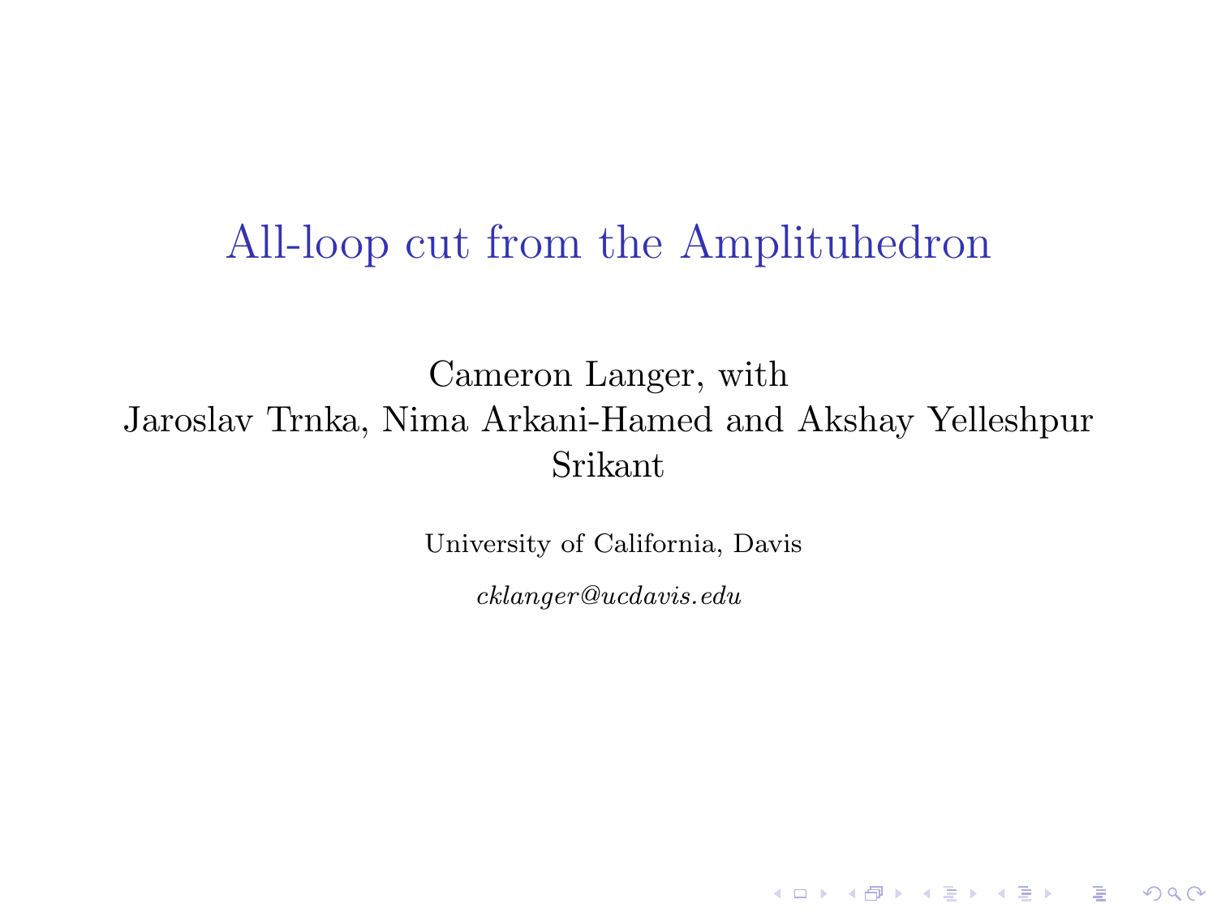# All-loop cut from the Amplituhedron

Cameron Langer, with
Jaroslav Trnka, Nima Arkani-Hamed and Akshay Yelleshpur Srikant

University of California, Davis

*cklanger@ucdavis.edu*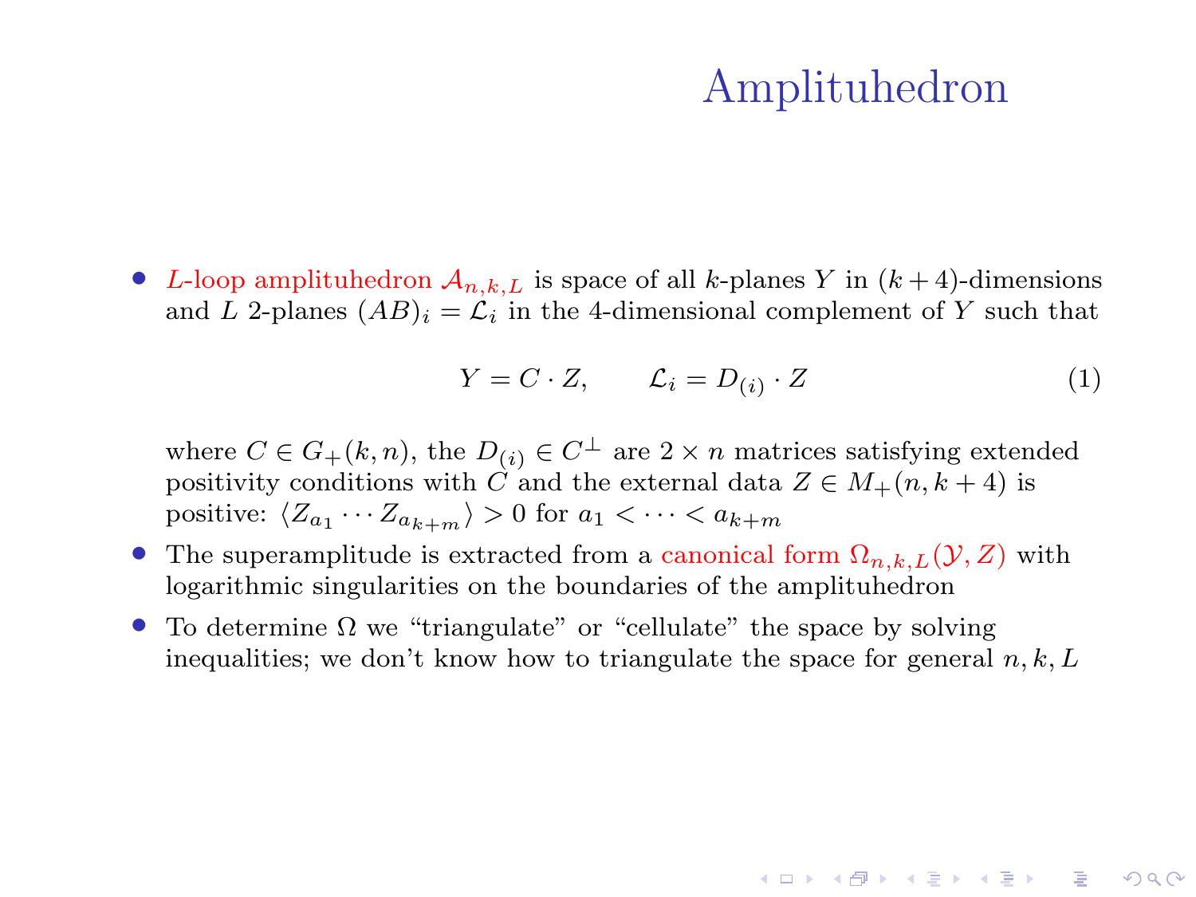# Amplituhedron

- $L$-loop amplituhedron $\mathcal{A}_{n,k,L}$ is space of all $k$-planes $Y$ in $(k+4)$-dimensions and $L$ 2-planes $(AB)_i = \mathcal{L}_i$ in the 4-dimensional complement of $Y$ such that

$$Y = C \cdot Z, \qquad \mathcal{L}_i = D_{(i)} \cdot Z \tag{1}$$

where $C \in G_+(k,n)$, the $D_{(i)} \in C^\perp$ are $2 \times n$ matrices satisfying extended positivity conditions with $C$ and the external data $Z \in M_+(n, k+4)$ is positive: $\langle Z_{a_1} \cdots Z_{a_{k+m}} \rangle > 0$ for $a_1 < \cdots < a_{k+m}$

- The superamplitude is extracted from a canonical form $\Omega_{n,k,L}(\mathcal{Y}, Z)$ with logarithmic singularities on the boundaries of the amplituhedron
- To determine $\Omega$ we "triangulate" or "cellulate" the space by solving inequalities; we don't know how to triangulate the space for general $n, k, L$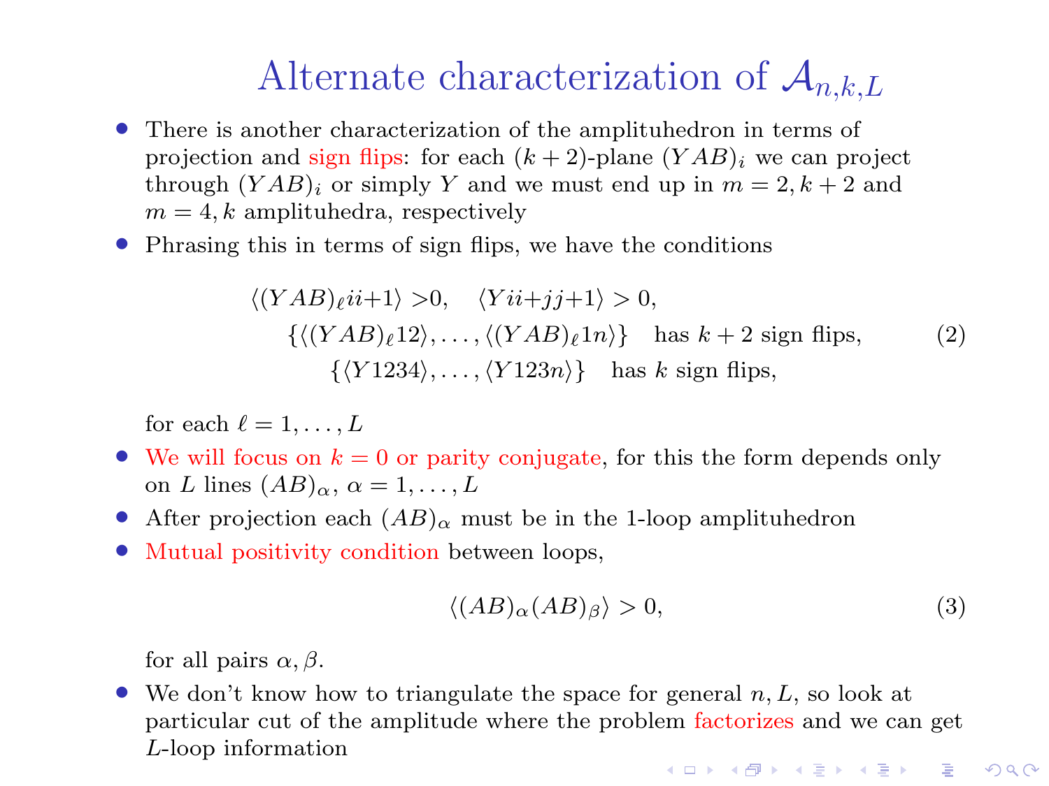# Alternate characterization of $\mathcal{A}_{n,k,L}$

- There is another characterization of the amplituhedron in terms of projection and sign flips: for each $(k+2)$-plane $(YAB)_i$ we can project through $(YAB)_i$ or simply $Y$ and we must end up in $m=2, k+2$ and $m=4, k$ amplituhedra, respectively
- Phrasing this in terms of sign flips, we have the conditions

$$
\begin{aligned}
&\langle (YAB)_\ell i i{+}1 \rangle > 0, \quad \langle Y i i{+}j j{+}1 \rangle > 0, \\
&\quad \{\langle (YAB)_\ell 12 \rangle, \ldots, \langle (YAB)_\ell 1n \rangle\} \quad \text{has } k+2 \text{ sign flips}, \\
&\qquad \{\langle Y1234 \rangle, \ldots, \langle Y123n \rangle\} \quad \text{has } k \text{ sign flips},
\end{aligned}
\tag{2}
$$

  for each $\ell = 1, \ldots, L$
- We will focus on $k=0$ or parity conjugate, for this the form depends only on $L$ lines $(AB)_\alpha$, $\alpha = 1, \ldots, L$
- After projection each $(AB)_\alpha$ must be in the 1-loop amplituhedron
- Mutual positivity condition between loops,

$$
\langle (AB)_\alpha (AB)_\beta \rangle > 0, \tag{3}
$$

  for all pairs $\alpha, \beta$.
- We don't know how to triangulate the space for general $n, L$, so look at particular cut of the amplitude where the problem factorizes and we can get $L$-loop information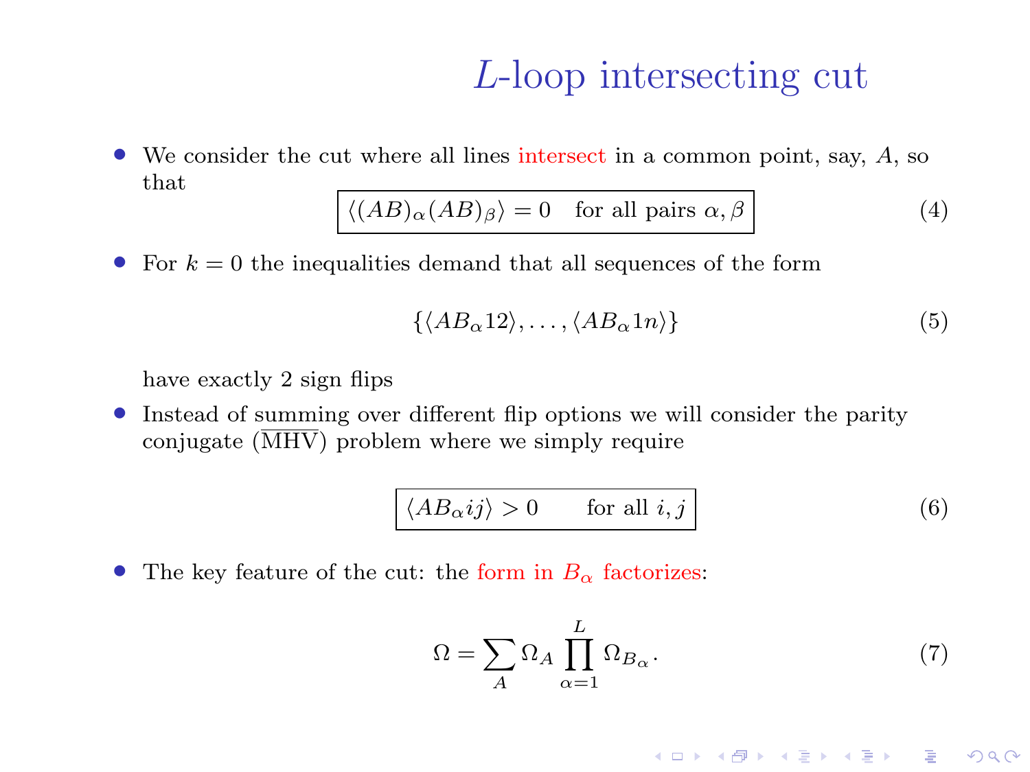# $L$-loop intersecting cut

- We consider the cut where all lines intersect in a common point, say, $A$, so that

$$\boxed{\langle (AB)_\alpha (AB)_\beta \rangle = 0 \quad \text{for all pairs } \alpha, \beta} \tag{4}$$

- For $k = 0$ the inequalities demand that all sequences of the form

$$\{\langle AB_\alpha 12\rangle, \ldots, \langle AB_\alpha 1n\rangle\} \tag{5}$$

  have exactly 2 sign flips

- Instead of summing over different flip options we will consider the parity conjugate ($\overline{\text{MHV}}$) problem where we simply require

$$\boxed{\langle AB_\alpha ij\rangle > 0 \qquad \text{for all } i, j} \tag{6}$$

- The key feature of the cut: the form in $B_\alpha$ factorizes:

$$\Omega = \sum_A \Omega_A \prod_{\alpha=1}^{L} \Omega_{B_\alpha}. \tag{7}$$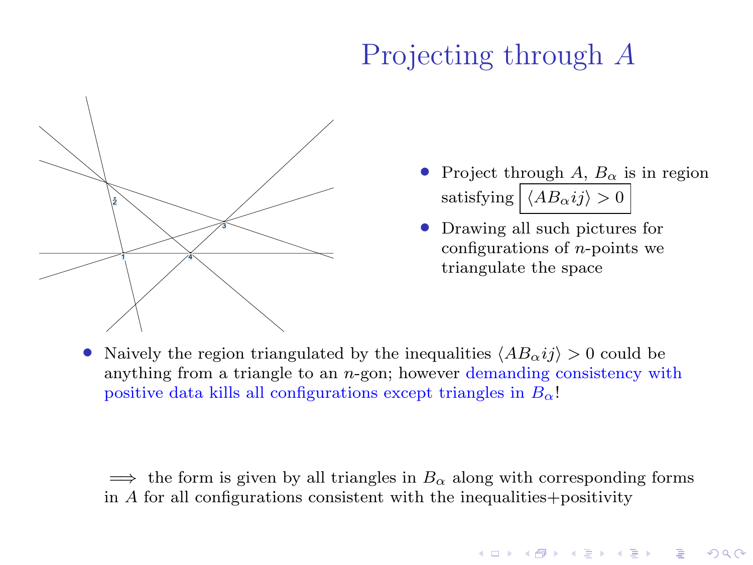# Projecting through $A$

- Project through $A$, $B_\alpha$ is in region satisfying $\boxed{\langle AB_\alpha ij\rangle > 0}$
- Drawing all such pictures for configurations of $n$-points we triangulate the space

- Naively the region triangulated by the inequalities $\langle AB_\alpha ij\rangle > 0$ could be anything from a triangle to an $n$-gon; however demanding consistency with positive data kills all configurations except triangles in $B_\alpha$!

$\implies$ the form is given by all triangles in $B_\alpha$ along with corresponding forms in $A$ for all configurations consistent with the inequalities+positivity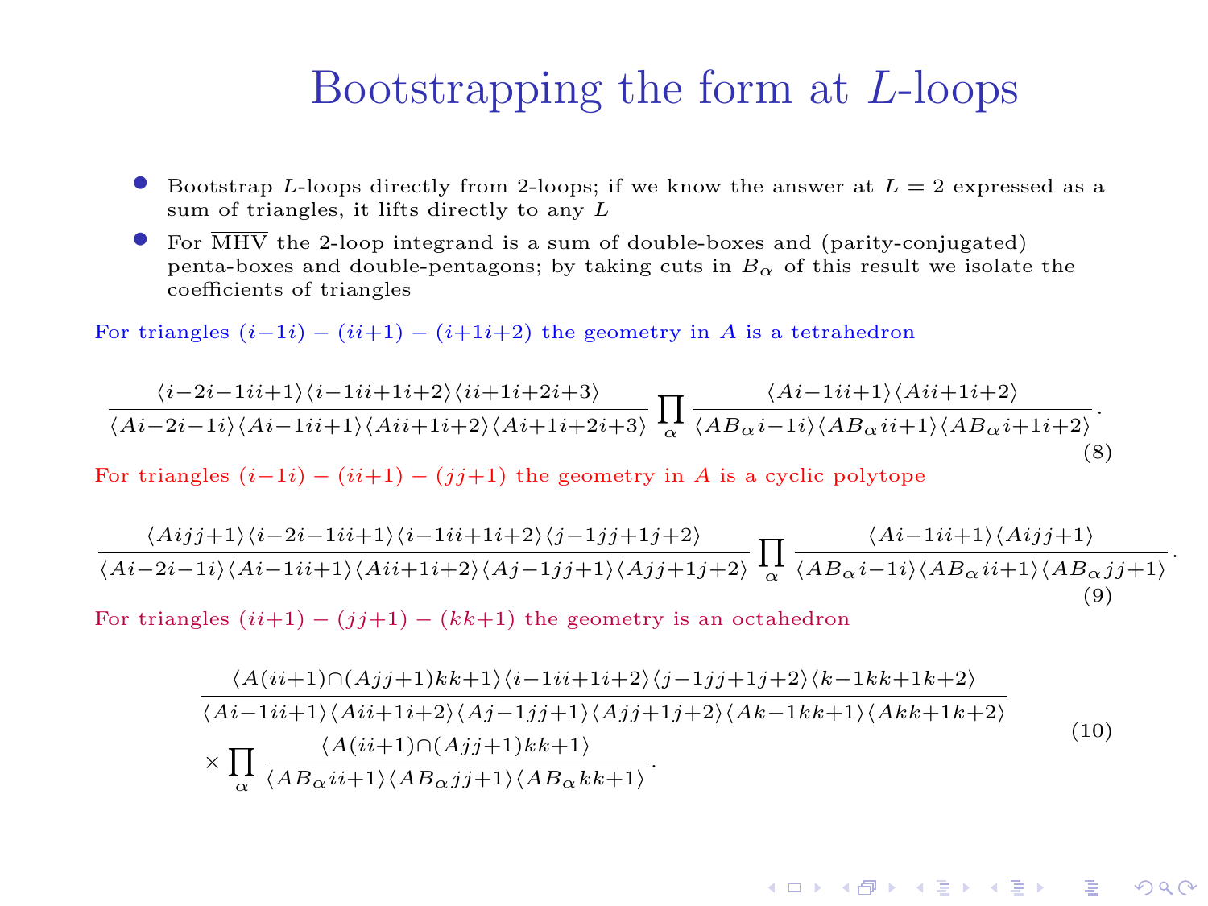# Bootstrapping the form at $L$-loops

- Bootstrap $L$-loops directly from 2-loops; if we know the answer at $L = 2$ expressed as a sum of triangles, it lifts directly to any $L$
- For $\overline{\text{MHV}}$ the 2-loop integrand is a sum of double-boxes and (parity-conjugated) penta-boxes and double-pentagons; by taking cuts in $B_\alpha$ of this result we isolate the coefficients of triangles

For triangles $(i{-}1i) - (ii{+}1) - (i{+}1i{+}2)$ the geometry in $A$ is a tetrahedron

$$\frac{\langle i{-}2i{-}1ii{+}1\rangle\langle i{-}1ii{+}1i{+}2\rangle\langle ii{+}1i{+}2i{+}3\rangle}{\langle Ai{-}2i{-}1i\rangle\langle Ai{-}1ii{+}1\rangle\langle Aii{+}1i{+}2\rangle\langle Ai{+}1i{+}2i{+}3\rangle}\prod_\alpha \frac{\langle Ai{-}1ii{+}1\rangle\langle Aii{+}1i{+}2\rangle}{\langle AB_\alpha i{-}1i\rangle\langle AB_\alpha ii{+}1\rangle\langle AB_\alpha i{+}1i{+}2\rangle}. \tag{8}$$

For triangles $(i{-}1i) - (ii{+}1) - (jj{+}1)$ the geometry in $A$ is a cyclic polytope

$$\frac{\langle Aijj{+}1\rangle\langle i{-}2i{-}1ii{+}1\rangle\langle i{-}1ii{+}1i{+}2\rangle\langle j{-}1jj{+}1j{+}2\rangle}{\langle Ai{-}2i{-}1i\rangle\langle Ai{-}1ii{+}1\rangle\langle Aii{+}1i{+}2\rangle\langle Aj{-}1jj{+}1\rangle\langle Ajj{+}1j{+}2\rangle}\prod_\alpha \frac{\langle Ai{-}1ii{+}1\rangle\langle Aijj{+}1\rangle}{\langle AB_\alpha i{-}1i\rangle\langle AB_\alpha ii{+}1\rangle\langle AB_\alpha jj{+}1\rangle}. \tag{9}$$

For triangles $(ii{+}1) - (jj{+}1) - (kk{+}1)$ the geometry is an octahedron

$$\begin{aligned}&\frac{\langle A(ii{+}1)\cap(Ajj{+}1)kk{+}1\rangle\langle i{-}1ii{+}1i{+}2\rangle\langle j{-}1jj{+}1j{+}2\rangle\langle k{-}1kk{+}1k{+}2\rangle}{\langle Ai{-}1ii{+}1\rangle\langle Aii{+}1i{+}2\rangle\langle Aj{-}1jj{+}1\rangle\langle Ajj{+}1j{+}2\rangle\langle Ak{-}1kk{+}1\rangle\langle Akk{+}1k{+}2\rangle}\\ &\times\prod_\alpha \frac{\langle A(ii{+}1)\cap(Ajj{+}1)kk{+}1\rangle}{\langle AB_\alpha ii{+}1\rangle\langle AB_\alpha jj{+}1\rangle\langle AB_\alpha kk{+}1\rangle}.\end{aligned} \tag{10}$$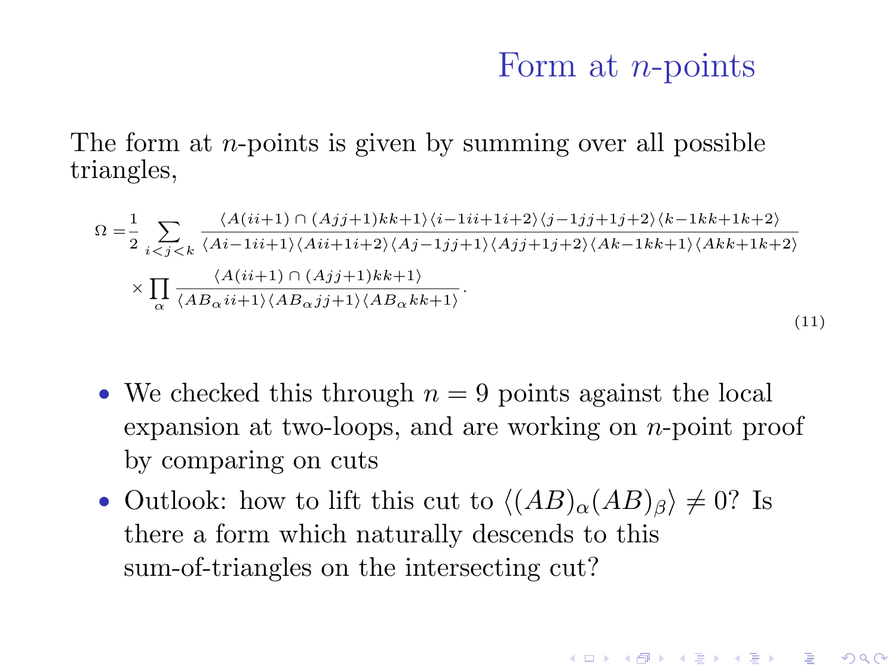# Form at $n$-points

The form at $n$-points is given by summing over all possible triangles,

$$\Omega = \frac{1}{2} \sum_{i<j<k} \frac{\langle A(i\,i{+}1) \cap (A\,j\,j{+}1)\,k\,k{+}1\rangle \langle i{-}1\,i\,i{+}1\,i{+}2\rangle \langle j{-}1\,j\,j{+}1\,j{+}2\rangle \langle k{-}1\,k\,k{+}1\,k{+}2\rangle}{\langle A\,i{-}1\,i\,i{+}1\rangle \langle A\,i\,i{+}1\,i{+}2\rangle \langle A\,j{-}1\,j\,j{+}1\rangle \langle A\,j\,j{+}1\,j{+}2\rangle \langle A\,k{-}1\,k\,k{+}1\rangle \langle A\,k\,k{+}1\,k{+}2\rangle}$$
$$\times \prod_{\alpha} \frac{\langle A(i\,i{+}1) \cap (A\,j\,j{+}1)\,k\,k{+}1\rangle}{\langle AB_\alpha\,i\,i{+}1\rangle \langle AB_\alpha\,j\,j{+}1\rangle \langle AB_\alpha\,k\,k{+}1\rangle}. \tag{11}$$

- We checked this through $n = 9$ points against the local expansion at two-loops, and are working on $n$-point proof by comparing on cuts
- Outlook: how to lift this cut to $\langle (AB)_\alpha (AB)_\beta \rangle \neq 0$? Is there a form which naturally descends to this sum-of-triangles on the intersecting cut?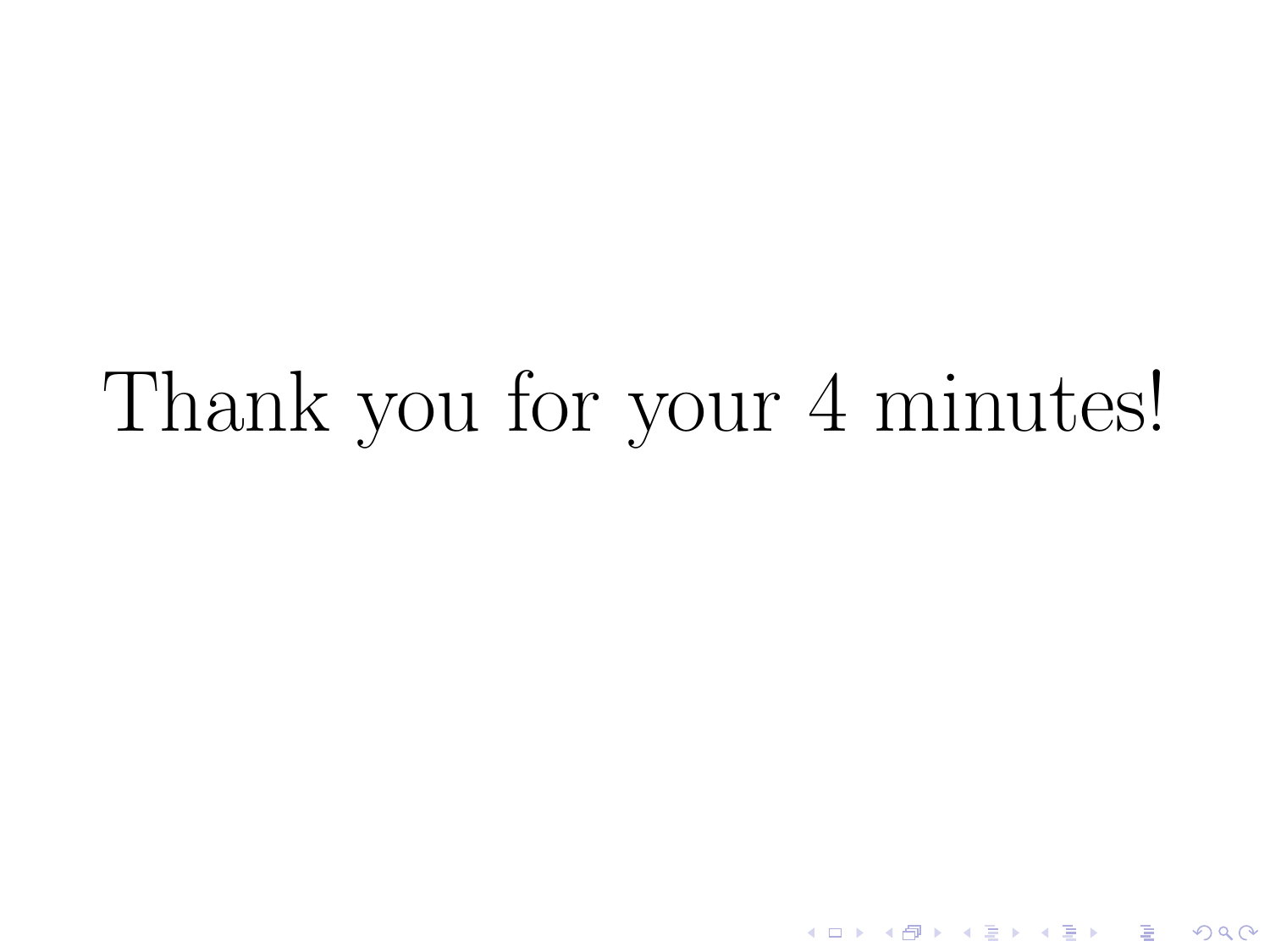Thank you for your 4 minutes!